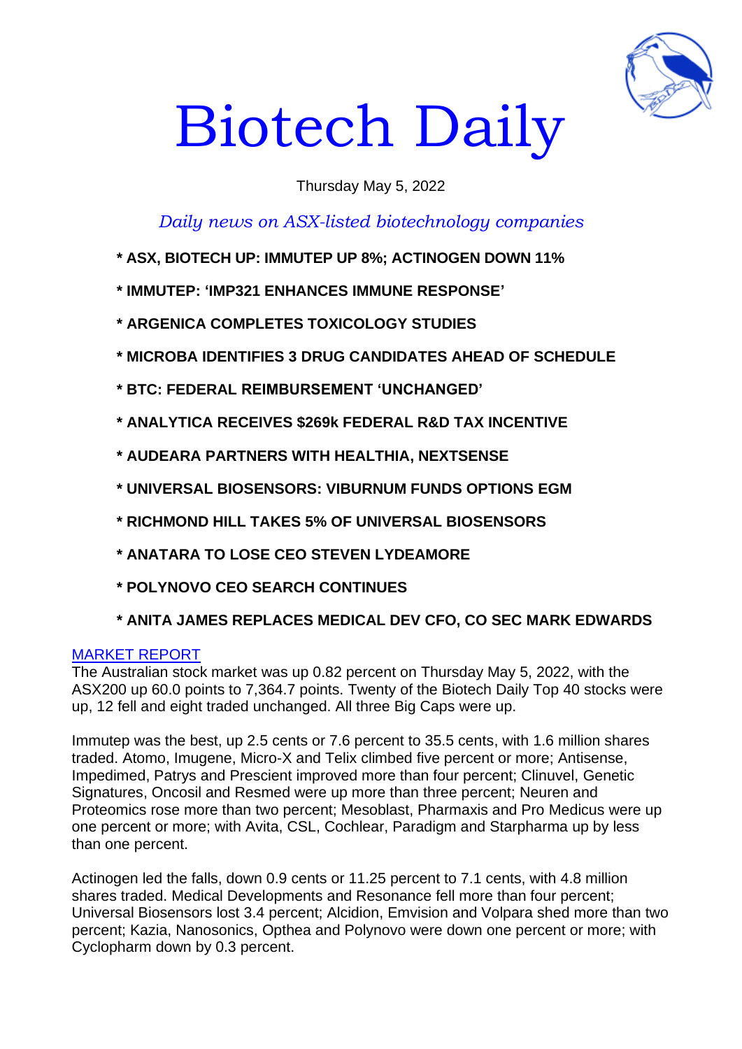# Biotech Daily

Thursday May 5, 2022

*Daily news on ASX-listed biotechnology companies*

**\* ASX, BIOTECH UP: IMMUTEP UP 8%; ACTINOGEN DOWN 11%**

**\* IMMUTEP: 'IMP321 ENHANCES IMMUNE RESPONSE'**

**\* ARGENICA COMPLETES TOXICOLOGY STUDIES**

**\* MICROBA IDENTIFIES 3 DRUG CANDIDATES AHEAD OF SCHEDULE**

**\* BTC: FEDERAL REIMBURSEMENT 'UNCHANGED'**

**\* ANALYTICA RECEIVES $269k FEDERAL R&D TAX INCENTIVE**

**\* AUDEARA PARTNERS WITH HEALTHIA, NEXTSENSE**

**\* UNIVERSAL BIOSENSORS: VIBURNUM FUNDS OPTIONS EGM**

**\* RICHMOND HILL TAKES 5% OF UNIVERSAL BIOSENSORS**

**\* ANATARA TO LOSE CEO STEVEN LYDEAMORE**

**\* POLYNOVO CEO SEARCH CONTINUES**

**\* ANITA JAMES REPLACES MEDICAL DEV CFO, CO SEC MARK EDWARDS**

## MARKET REPORT

The Australian stock market was up 0.82 percent on Thursday May 5, 2022, with the ASX200 up 60.0 points to 7,364.7 points. Twenty of the Biotech Daily Top 40 stocks were up, 12 fell and eight traded unchanged. All three Big Caps were up.

Immutep was the best, up 2.5 cents or 7.6 percent to 35.5 cents, with 1.6 million shares traded. Atomo, Imugene, Micro-X and Telix climbed five percent or more; Antisense, Impedimed, Patrys and Prescient improved more than four percent; Clinuvel, Genetic Signatures, Oncosil and Resmed were up more than three percent; Neuren and Proteomics rose more than two percent; Mesoblast, Pharmaxis and Pro Medicus were up one percent or more; with Avita, CSL, Cochlear, Paradigm and Starpharma up by less than one percent.

Actinogen led the falls, down 0.9 cents or 11.25 percent to 7.1 cents, with 4.8 million shares traded. Medical Developments and Resonance fell more than four percent; Universal Biosensors lost 3.4 percent; Alcidion, Emvision and Volpara shed more than two percent; Kazia, Nanosonics, Opthea and Polynovo were down one percent or more; with Cyclopharm down by 0.3 percent.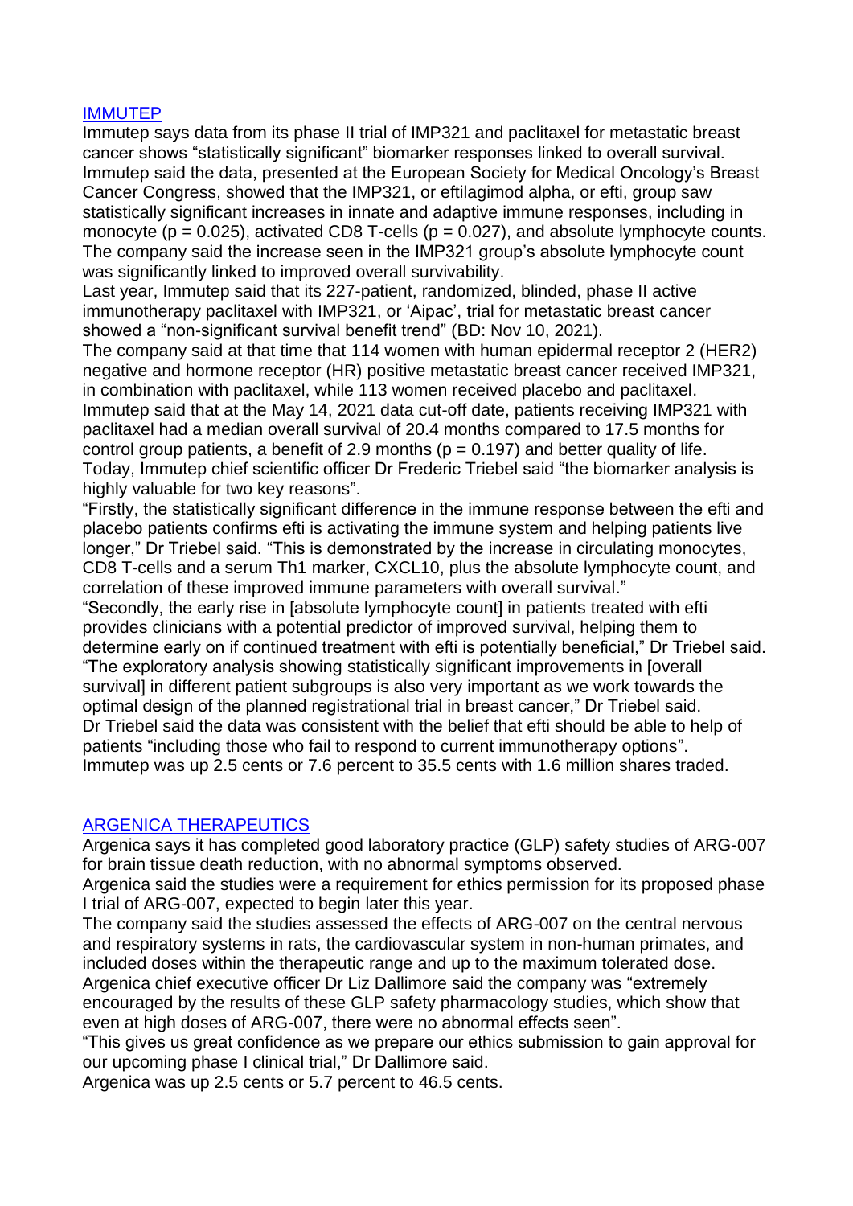## [IMMUTEP]

Immutep says data from its phase II trial of IMP321 and paclitaxel for metastatic breast cancer shows "statistically significant" biomarker responses linked to overall survival.

Immutep said the data, presented at the European Society for Medical Oncology's Breast Cancer Congress, showed that the IMP321, or eftilagimod alpha, or efti, group saw statistically significant increases in innate and adaptive immune responses, including in monocyte ($p = 0.025$), activated CD8 T-cells ($p = 0.027$), and absolute lymphocyte counts.

The company said the increase seen in the IMP321 group's absolute lymphocyte count was significantly linked to improved overall survivability.

Last year, Immutep said that its 227-patient, randomized, blinded, phase II active immunotherapy paclitaxel with IMP321, or 'Aipac', trial for metastatic breast cancer showed a "non-significant survival benefit trend" (BD: Nov 10, 2021).

The company said at that time that 114 women with human epidermal receptor 2 (HER2) negative and hormone receptor (HR) positive metastatic breast cancer received IMP321, in combination with paclitaxel, while 113 women received placebo and paclitaxel.

Immutep said that at the May 14, 2021 data cut-off date, patients receiving IMP321 with paclitaxel had a median overall survival of 20.4 months compared to 17.5 months for control group patients, a benefit of 2.9 months ($p = 0.197$) and better quality of life.

Today, Immutep chief scientific officer Dr Frederic Triebel said "the biomarker analysis is highly valuable for two key reasons".

"Firstly, the statistically significant difference in the immune response between the efti and placebo patients confirms efti is activating the immune system and helping patients live longer," Dr Triebel said. "This is demonstrated by the increase in circulating monocytes, CD8 T-cells and a serum Th1 marker, CXCL10, plus the absolute lymphocyte count, and correlation of these improved immune parameters with overall survival."

"Secondly, the early rise in [absolute lymphocyte count] in patients treated with efti provides clinicians with a potential predictor of improved survival, helping them to determine early on if continued treatment with efti is potentially beneficial," Dr Triebel said.

"The exploratory analysis showing statistically significant improvements in [overall survival] in different patient subgroups is also very important as we work towards the optimal design of the planned registrational trial in breast cancer," Dr Triebel said.

Dr Triebel said the data was consistent with the belief that efti should be able to help of patients "including those who fail to respond to current immunotherapy options".

Immutep was up 2.5 cents or 7.6 percent to 35.5 cents with 1.6 million shares traded.

## [ARGENICA THERAPEUTICS]

Argenica says it has completed good laboratory practice (GLP) safety studies of ARG-007 for brain tissue death reduction, with no abnormal symptoms observed.

Argenica said the studies were a requirement for ethics permission for its proposed phase I trial of ARG-007, expected to begin later this year.

The company said the studies assessed the effects of ARG-007 on the central nervous and respiratory systems in rats, the cardiovascular system in non-human primates, and included doses within the therapeutic range and up to the maximum tolerated dose.

Argenica chief executive officer Dr Liz Dallimore said the company was "extremely encouraged by the results of these GLP safety pharmacology studies, which show that even at high doses of ARG-007, there were no abnormal effects seen".

"This gives us great confidence as we prepare our ethics submission to gain approval for our upcoming phase I clinical trial," Dr Dallimore said.

Argenica was up 2.5 cents or 5.7 percent to 46.5 cents.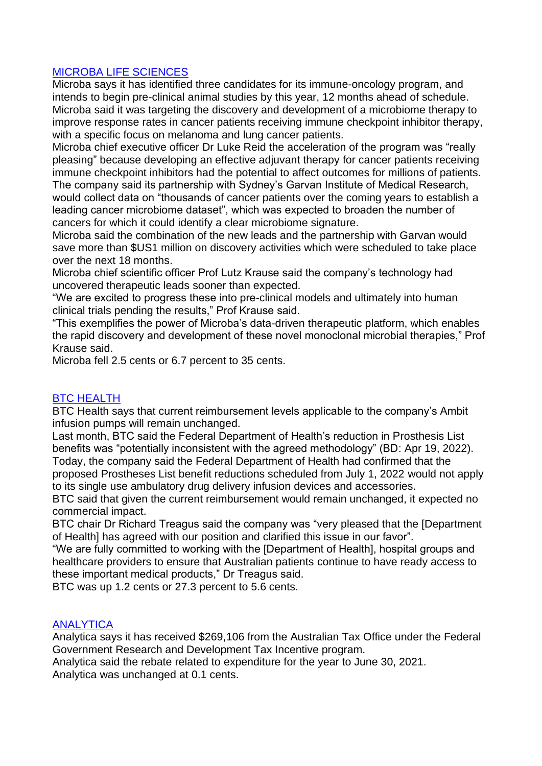## MICROBA LIFE SCIENCES

Microba says it has identified three candidates for its immune-oncology program, and intends to begin pre-clinical animal studies by this year, 12 months ahead of schedule.
Microba said it was targeting the discovery and development of a microbiome therapy to improve response rates in cancer patients receiving immune checkpoint inhibitor therapy, with a specific focus on melanoma and lung cancer patients.
Microba chief executive officer Dr Luke Reid the acceleration of the program was "really pleasing" because developing an effective adjuvant therapy for cancer patients receiving immune checkpoint inhibitors had the potential to affect outcomes for millions of patients.
The company said its partnership with Sydney's Garvan Institute of Medical Research, would collect data on "thousands of cancer patients over the coming years to establish a leading cancer microbiome dataset", which was expected to broaden the number of cancers for which it could identify a clear microbiome signature.
Microba said the combination of the new leads and the partnership with Garvan would save more than $US1 million on discovery activities which were scheduled to take place over the next 18 months.
Microba chief scientific officer Prof Lutz Krause said the company's technology had uncovered therapeutic leads sooner than expected.
"We are excited to progress these into pre-clinical models and ultimately into human clinical trials pending the results," Prof Krause said.
"This exemplifies the power of Microba's data-driven therapeutic platform, which enables the rapid discovery and development of these novel monoclonal microbial therapies," Prof Krause said.
Microba fell 2.5 cents or 6.7 percent to 35 cents.

## BTC HEALTH

BTC Health says that current reimbursement levels applicable to the company's Ambit infusion pumps will remain unchanged.
Last month, BTC said the Federal Department of Health's reduction in Prosthesis List benefits was "potentially inconsistent with the agreed methodology" (BD: Apr 19, 2022).
Today, the company said the Federal Department of Health had confirmed that the proposed Prostheses List benefit reductions scheduled from July 1, 2022 would not apply to its single use ambulatory drug delivery infusion devices and accessories.
BTC said that given the current reimbursement would remain unchanged, it expected no commercial impact.
BTC chair Dr Richard Treagus said the company was "very pleased that the [Department of Health] has agreed with our position and clarified this issue in our favor".
"We are fully committed to working with the [Department of Health], hospital groups and healthcare providers to ensure that Australian patients continue to have ready access to these important medical products," Dr Treagus said.
BTC was up 1.2 cents or 27.3 percent to 5.6 cents.

## ANALYTICA

Analytica says it has received $269,106 from the Australian Tax Office under the Federal Government Research and Development Tax Incentive program.
Analytica said the rebate related to expenditure for the year to June 30, 2021.
Analytica was unchanged at 0.1 cents.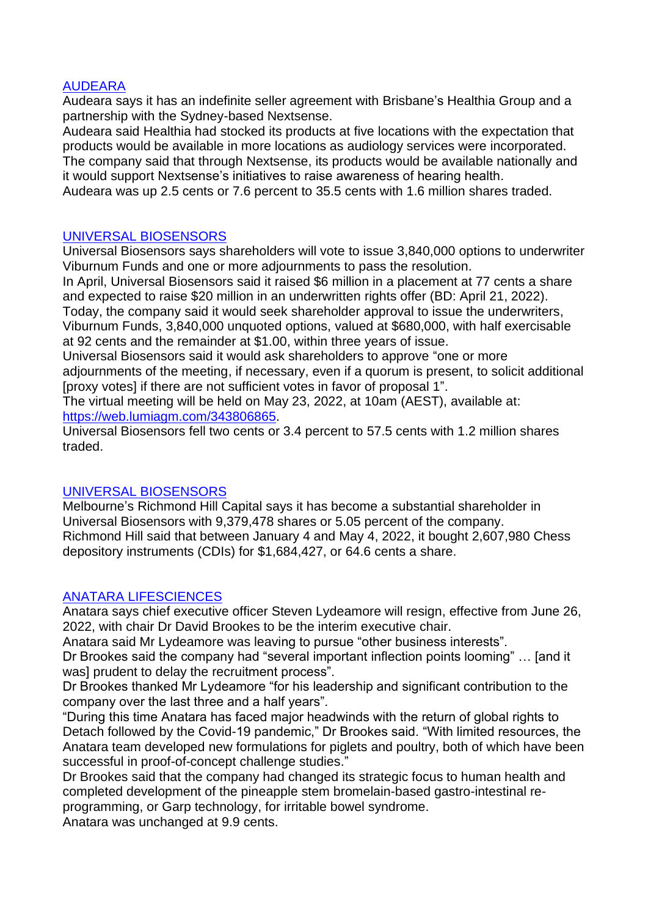## [AUDEARA]

Audeara says it has an indefinite seller agreement with Brisbane's Healthia Group and a partnership with the Sydney-based Nextsense.

Audeara said Healthia had stocked its products at five locations with the expectation that products would be available in more locations as audiology services were incorporated.

The company said that through Nextsense, its products would be available nationally and it would support Nextsense's initiatives to raise awareness of hearing health.

Audeara was up 2.5 cents or 7.6 percent to 35.5 cents with 1.6 million shares traded.

## [UNIVERSAL BIOSENSORS]

Universal Biosensors says shareholders will vote to issue 3,840,000 options to underwriter Viburnum Funds and one or more adjournments to pass the resolution.

In April, Universal Biosensors said it raised $6 million in a placement at 77 cents a share and expected to raise $20 million in an underwritten rights offer (BD: April 21, 2022).

Today, the company said it would seek shareholder approval to issue the underwriters, Viburnum Funds, 3,840,000 unquoted options, valued at $680,000, with half exercisable at 92 cents and the remainder at $1.00, within three years of issue.

Universal Biosensors said it would ask shareholders to approve "one or more adjournments of the meeting, if necessary, even if a quorum is present, to solicit additional [proxy votes] if there are not sufficient votes in favor of proposal 1".

The virtual meeting will be held on May 23, 2022, at 10am (AEST), available at: https://web.lumiagm.com/343806865.

Universal Biosensors fell two cents or 3.4 percent to 57.5 cents with 1.2 million shares traded.

## [UNIVERSAL BIOSENSORS]

Melbourne's Richmond Hill Capital says it has become a substantial shareholder in Universal Biosensors with 9,379,478 shares or 5.05 percent of the company.

Richmond Hill said that between January 4 and May 4, 2022, it bought 2,607,980 Chess depository instruments (CDIs) for $1,684,427, or 64.6 cents a share.

## [ANATARA LIFESCIENCES]

Anatara says chief executive officer Steven Lydeamore will resign, effective from June 26, 2022, with chair Dr David Brookes to be the interim executive chair.

Anatara said Mr Lydeamore was leaving to pursue "other business interests".

Dr Brookes said the company had "several important inflection points looming" … [and it was] prudent to delay the recruitment process".

Dr Brookes thanked Mr Lydeamore "for his leadership and significant contribution to the company over the last three and a half years".

"During this time Anatara has faced major headwinds with the return of global rights to Detach followed by the Covid-19 pandemic," Dr Brookes said. "With limited resources, the Anatara team developed new formulations for piglets and poultry, both of which have been successful in proof-of-concept challenge studies."

Dr Brookes said that the company had changed its strategic focus to human health and completed development of the pineapple stem bromelain-based gastro-intestinal re-programming, or Garp technology, for irritable bowel syndrome.

Anatara was unchanged at 9.9 cents.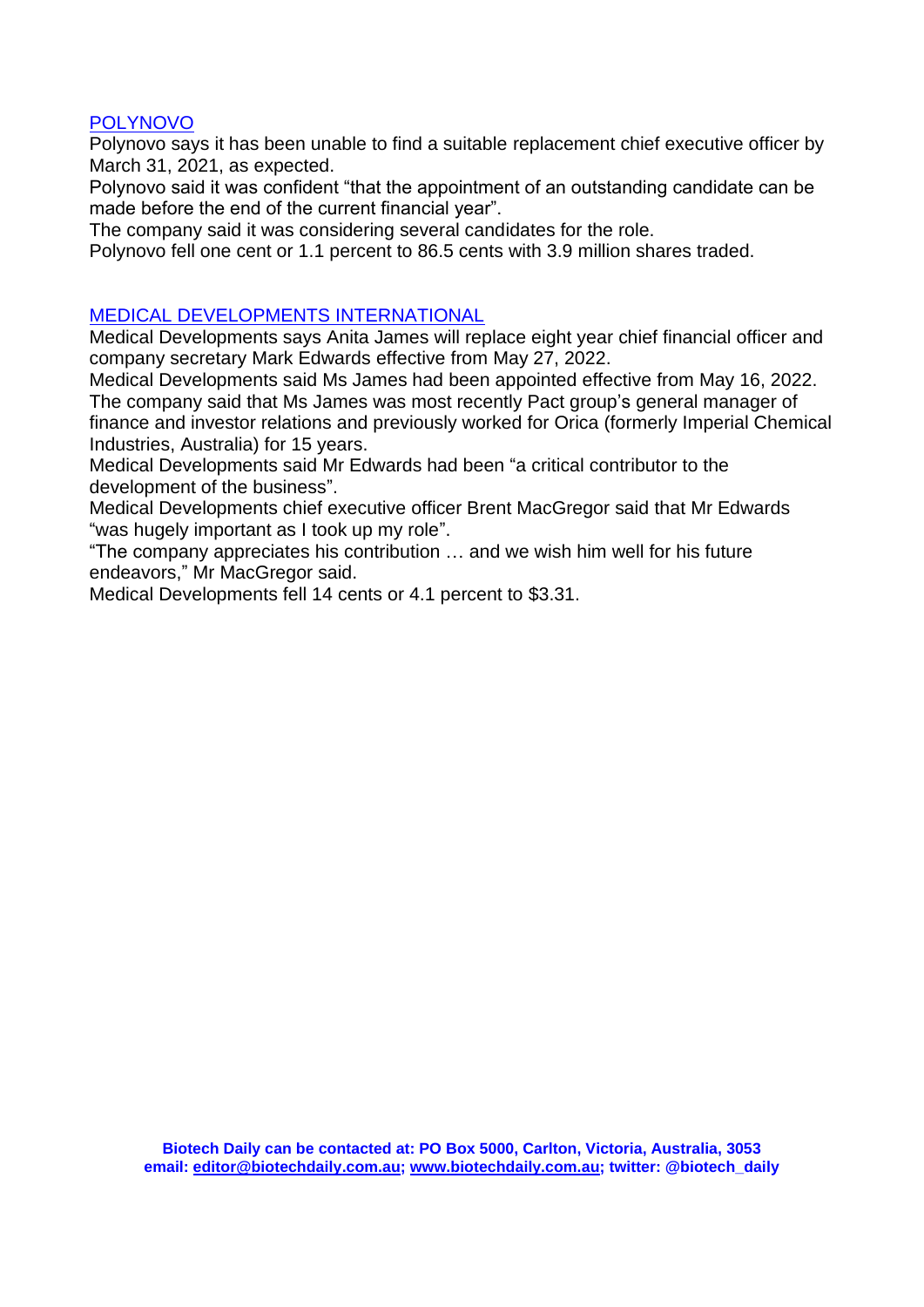## POLYNOVO

Polynovo says it has been unable to find a suitable replacement chief executive officer by March 31, 2021, as expected.

Polynovo said it was confident "that the appointment of an outstanding candidate can be made before the end of the current financial year".

The company said it was considering several candidates for the role.

Polynovo fell one cent or 1.1 percent to 86.5 cents with 3.9 million shares traded.

## MEDICAL DEVELOPMENTS INTERNATIONAL

Medical Developments says Anita James will replace eight year chief financial officer and company secretary Mark Edwards effective from May 27, 2022.

Medical Developments said Ms James had been appointed effective from May 16, 2022.

The company said that Ms James was most recently Pact group's general manager of finance and investor relations and previously worked for Orica (formerly Imperial Chemical Industries, Australia) for 15 years.

Medical Developments said Mr Edwards had been "a critical contributor to the development of the business".

Medical Developments chief executive officer Brent MacGregor said that Mr Edwards "was hugely important as I took up my role".

"The company appreciates his contribution … and we wish him well for his future endeavors," Mr MacGregor said.

Medical Developments fell 14 cents or 4.1 percent to $3.31.

**Biotech Daily can be contacted at: PO Box 5000, Carlton, Victoria, Australia, 3053**
**email: editor@biotechdaily.com.au; www.biotechdaily.com.au; twitter: @biotech_daily**